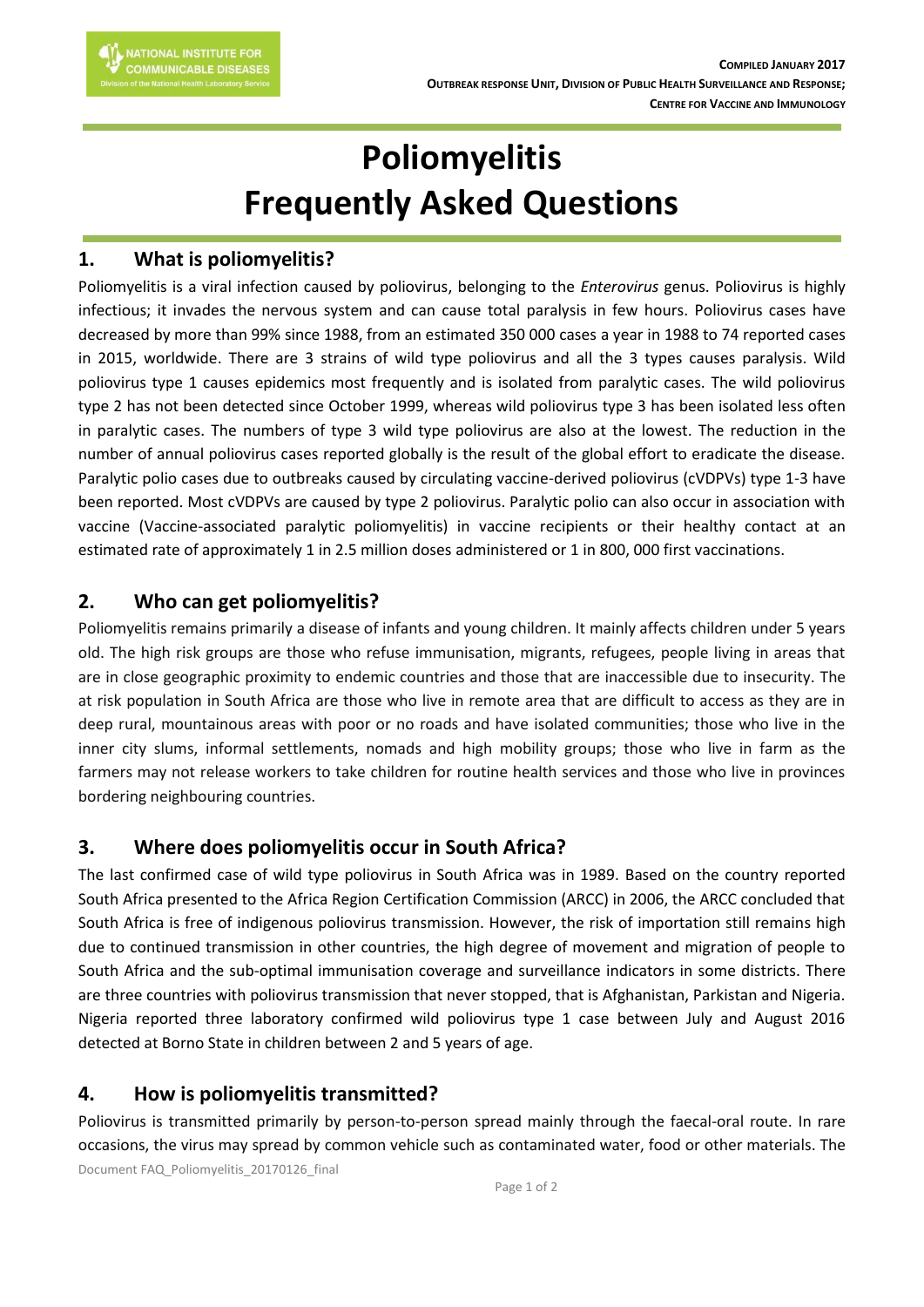**Compiled January 2017**
**Outbreak Response Unit, Division of Public Health Surveillance and Response; Centre for Vaccine and Immunology**

# Poliomyelitis
# Frequently Asked Questions

## 1. What is poliomyelitis?

Poliomyelitis is a viral infection caused by poliovirus, belonging to the *Enterovirus* genus. Poliovirus is highly infectious; it invades the nervous system and can cause total paralysis in few hours. Poliovirus cases have decreased by more than 99% since 1988, from an estimated 350 000 cases a year in 1988 to 74 reported cases in 2015, worldwide. There are 3 strains of wild type poliovirus and all the 3 types causes paralysis. Wild poliovirus type 1 causes epidemics most frequently and is isolated from paralytic cases. The wild poliovirus type 2 has not been detected since October 1999, whereas wild poliovirus type 3 has been isolated less often in paralytic cases. The numbers of type 3 wild type poliovirus are also at the lowest. The reduction in the number of annual poliovirus cases reported globally is the result of the global effort to eradicate the disease. Paralytic polio cases due to outbreaks caused by circulating vaccine-derived poliovirus (cVDPVs) type 1-3 have been reported. Most cVDPVs are caused by type 2 poliovirus. Paralytic polio can also occur in association with vaccine (Vaccine-associated paralytic poliomyelitis) in vaccine recipients or their healthy contact at an estimated rate of approximately 1 in 2.5 million doses administered or 1 in 800, 000 first vaccinations.

## 2. Who can get poliomyelitis?

Poliomyelitis remains primarily a disease of infants and young children. It mainly affects children under 5 years old. The high risk groups are those who refuse immunisation, migrants, refugees, people living in areas that are in close geographic proximity to endemic countries and those that are inaccessible due to insecurity. The at risk population in South Africa are those who live in remote area that are difficult to access as they are in deep rural, mountainous areas with poor or no roads and have isolated communities; those who live in the inner city slums, informal settlements, nomads and high mobility groups; those who live in farm as the farmers may not release workers to take children for routine health services and those who live in provinces bordering neighbouring countries.

## 3. Where does poliomyelitis occur in South Africa?

The last confirmed case of wild type poliovirus in South Africa was in 1989. Based on the country reported South Africa presented to the Africa Region Certification Commission (ARCC) in 2006, the ARCC concluded that South Africa is free of indigenous poliovirus transmission. However, the risk of importation still remains high due to continued transmission in other countries, the high degree of movement and migration of people to South Africa and the sub-optimal immunisation coverage and surveillance indicators in some districts. There are three countries with poliovirus transmission that never stopped, that is Afghanistan, Parkistan and Nigeria. Nigeria reported three laboratory confirmed wild poliovirus type 1 case between July and August 2016 detected at Borno State in children between 2 and 5 years of age.

## 4. How is poliomyelitis transmitted?

Poliovirus is transmitted primarily by person-to-person spread mainly through the faecal-oral route. In rare occasions, the virus may spread by common vehicle such as contaminated water, food or other materials. The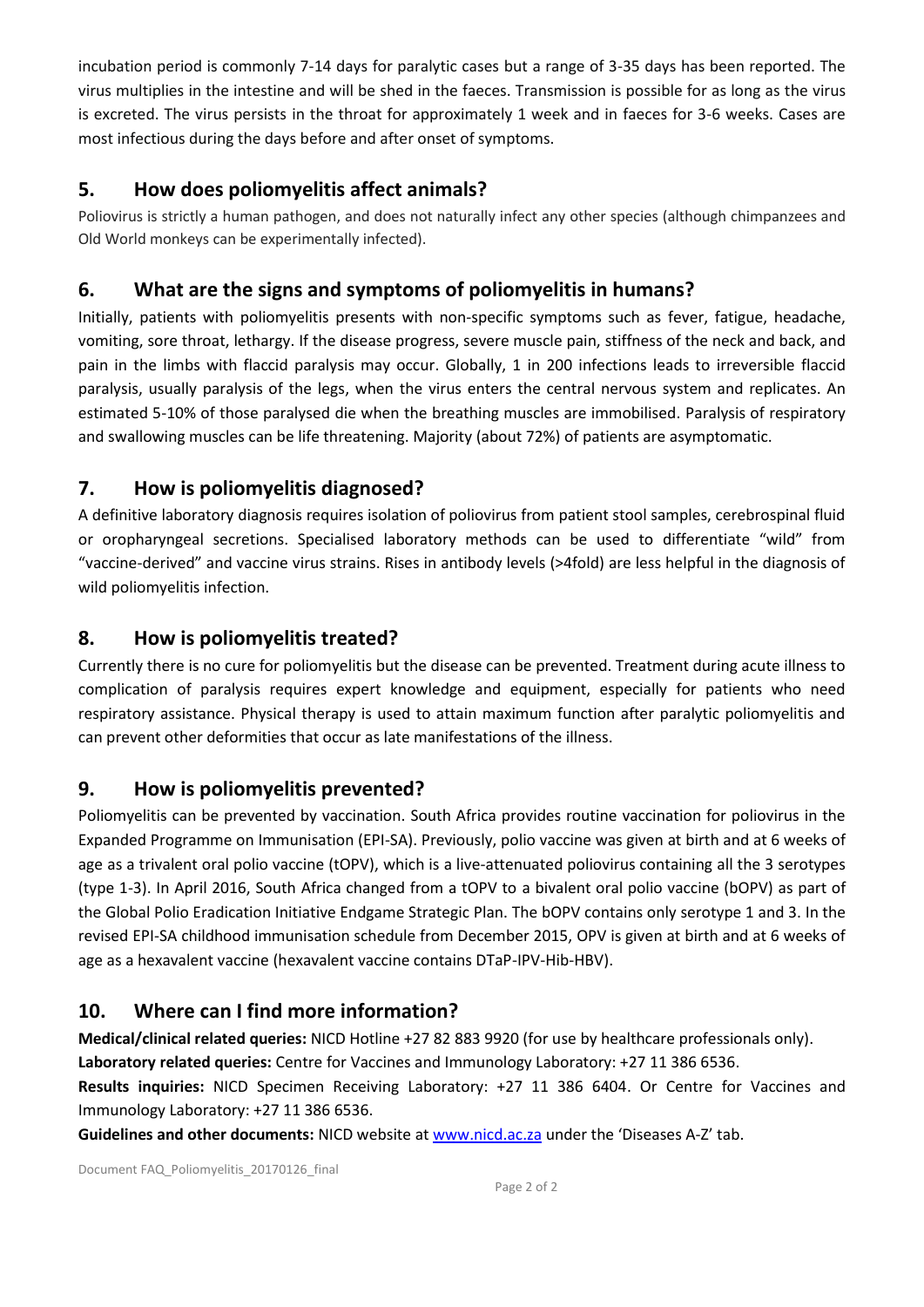incubation period is commonly 7-14 days for paralytic cases but a range of 3-35 days has been reported. The virus multiplies in the intestine and will be shed in the faeces. Transmission is possible for as long as the virus is excreted. The virus persists in the throat for approximately 1 week and in faeces for 3-6 weeks. Cases are most infectious during the days before and after onset of symptoms.

## 5. How does poliomyelitis affect animals?

Poliovirus is strictly a human pathogen, and does not naturally infect any other species (although chimpanzees and Old World monkeys can be experimentally infected).

## 6. What are the signs and symptoms of poliomyelitis in humans?

Initially, patients with poliomyelitis presents with non-specific symptoms such as fever, fatigue, headache, vomiting, sore throat, lethargy. If the disease progress, severe muscle pain, stiffness of the neck and back, and pain in the limbs with flaccid paralysis may occur. Globally, 1 in 200 infections leads to irreversible flaccid paralysis, usually paralysis of the legs, when the virus enters the central nervous system and replicates. An estimated 5-10% of those paralysed die when the breathing muscles are immobilised. Paralysis of respiratory and swallowing muscles can be life threatening. Majority (about 72%) of patients are asymptomatic.

## 7. How is poliomyelitis diagnosed?

A definitive laboratory diagnosis requires isolation of poliovirus from patient stool samples, cerebrospinal fluid or oropharyngeal secretions. Specialised laboratory methods can be used to differentiate "wild" from "vaccine-derived" and vaccine virus strains. Rises in antibody levels (>4fold) are less helpful in the diagnosis of wild poliomyelitis infection.

## 8. How is poliomyelitis treated?

Currently there is no cure for poliomyelitis but the disease can be prevented. Treatment during acute illness to complication of paralysis requires expert knowledge and equipment, especially for patients who need respiratory assistance. Physical therapy is used to attain maximum function after paralytic poliomyelitis and can prevent other deformities that occur as late manifestations of the illness.

## 9. How is poliomyelitis prevented?

Poliomyelitis can be prevented by vaccination. South Africa provides routine vaccination for poliovirus in the Expanded Programme on Immunisation (EPI-SA). Previously, polio vaccine was given at birth and at 6 weeks of age as a trivalent oral polio vaccine (tOPV), which is a live-attenuated poliovirus containing all the 3 serotypes (type 1-3). In April 2016, South Africa changed from a tOPV to a bivalent oral polio vaccine (bOPV) as part of the Global Polio Eradication Initiative Endgame Strategic Plan. The bOPV contains only serotype 1 and 3. In the revised EPI-SA childhood immunisation schedule from December 2015, OPV is given at birth and at 6 weeks of age as a hexavalent vaccine (hexavalent vaccine contains DTaP-IPV-Hib-HBV).

## 10. Where can I find more information?

**Medical/clinical related queries:** NICD Hotline +27 82 883 9920 (for use by healthcare professionals only).

**Laboratory related queries:** Centre for Vaccines and Immunology Laboratory: +27 11 386 6536.

**Results inquiries:** NICD Specimen Receiving Laboratory: +27 11 386 6404. Or Centre for Vaccines and Immunology Laboratory: +27 11 386 6536.

**Guidelines and other documents:** NICD website at [www.nicd.ac.za](http://www.nicd.ac.za) under the 'Diseases A-Z' tab.

Document FAQ_Poliomyelitis_20170126_final